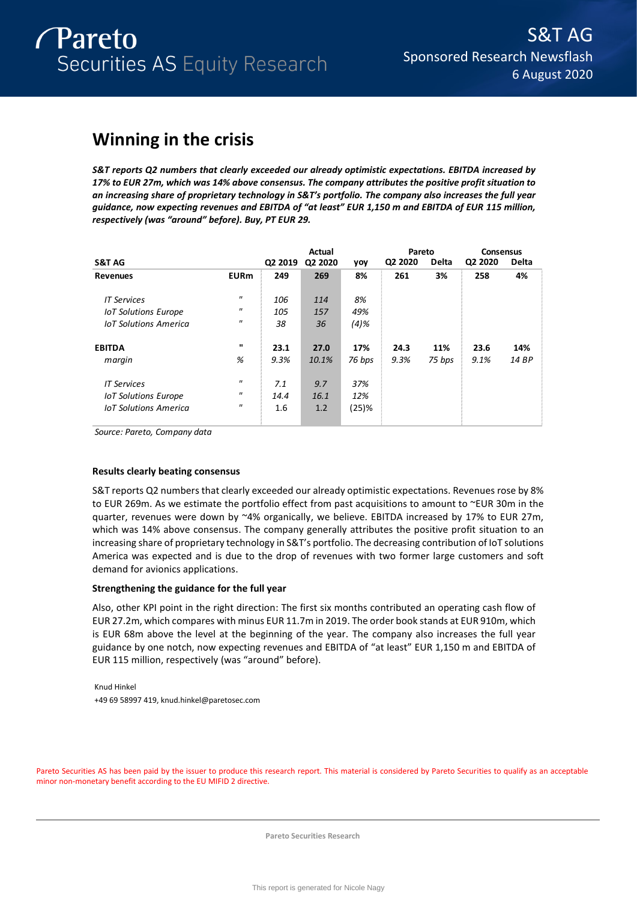# Winning in the crisis

***S&T reports Q2 numbers that clearly exceeded our already optimistic expectations. EBITDA increased by 17% to EUR 27m, which was 14% above consensus. The company attributes the positive profit situation to an increasing share of proprietary technology in S&T's portfolio. The company also increases the full year guidance, now expecting revenues and EBITDA of "at least" EUR 1,150 m and EBITDA of EUR 115 million, respectively (was "around" before). Buy, PT EUR 29.***

| S&T AG | | Actual | | | Pareto | | Consensus | |
|---|---|---|---|---|---|---|---|---|
| | | Q2 2019 | Q2 2020 | yoy | Q2 2020 | Delta | Q2 2020 | Delta |
| **Revenues** | **EURm** | **249** | **269** | **8%** | **261** | **3%** | **258** | **4%** |
| *IT Services* | " | *106* | *114* | *8%* | | | | |
| *IoT Solutions Europe* | " | *105* | *157* | *49%* | | | | |
| *IoT Solutions America* | " | *38* | *36* | *(4)%* | | | | |
| **EBITDA** | **"** | **23.1** | **27.0** | **17%** | **24.3** | **11%** | **23.6** | **14%** |
| *margin* | *%* | *9.3%* | *10.1%* | *76 bps* | *9.3%* | *75 bps* | *9.1%* | *14 BP* |
| *IT Services* | " | *7.1* | *9.7* | *37%* | | | | |
| *IoT Solutions Europe* | " | *14.4* | *16.1* | *12%* | | | | |
| *IoT Solutions America* | " | 1.6 | 1.2 | (25)% | | | | |

*Source: Pareto, Company data*

**Results clearly beating consensus**

S&T reports Q2 numbers that clearly exceeded our already optimistic expectations. Revenues rose by 8% to EUR 269m. As we estimate the portfolio effect from past acquisitions to amount to ~EUR 30m in the quarter, revenues were down by ~4% organically, we believe. EBITDA increased by 17% to EUR 27m, which was 14% above consensus. The company generally attributes the positive profit situation to an increasing share of proprietary technology in S&T's portfolio. The decreasing contribution of IoT solutions America was expected and is due to the drop of revenues with two former large customers and soft demand for avionics applications.

**Strengthening the guidance for the full year**

Also, other KPI point in the right direction: The first six months contributed an operating cash flow of EUR 27.2m, which compares with minus EUR 11.7m in 2019. The order book stands at EUR 910m, which is EUR 68m above the level at the beginning of the year. The company also increases the full year guidance by one notch, now expecting revenues and EBITDA of "at least" EUR 1,150 m and EBITDA of EUR 115 million, respectively (was "around" before).

Knud Hinkel
+49 69 58997 419, knud.hinkel@paretosec.com

Pareto Securities AS has been paid by the issuer to produce this research report. This material is considered by Pareto Securities to qualify as an acceptable minor non-monetary benefit according to the EU MIFID 2 directive.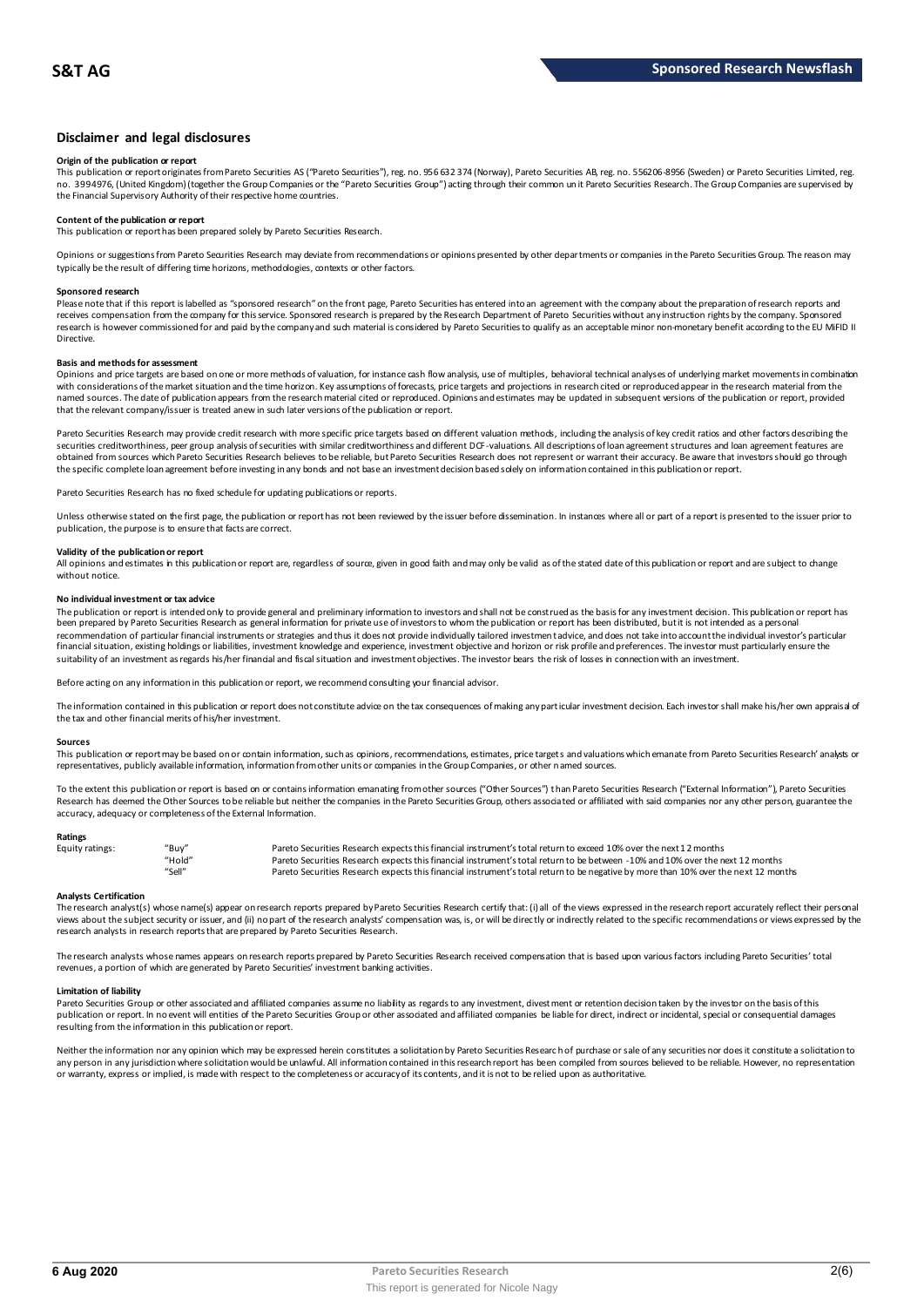## Disclaimer and legal disclosures

**Origin of the publication or report**

This publication or report originates from Pareto Securities AS ("Pareto Securities"), reg. no. 956 632 374 (Norway), Pareto Securities AB, reg. no. 556206-8956 (Sweden) or Pareto Securities Limited, reg. no. 3994976, (United Kingdom) (together the Group Companies or the "Pareto Securities Group") acting through their common unit Pareto Securities Research. The Group Companies are supervised by the Financial Supervisory Authority of their respective home countries.

**Content of the publication or report**

This publication or report has been prepared solely by Pareto Securities Research.

Opinions or suggestions from Pareto Securities Research may deviate from recommendations or opinions presented by other departments or companies in the Pareto Securities Group. The reason may typically be the result of differing time horizons, methodologies, contexts or other factors.

**Sponsored research**

Please note that if this report is labelled as "sponsored research" on the front page, Pareto Securities has entered into an agreement with the company about the preparation of research reports and receives compensation from the company for this service. Sponsored research is prepared by the Research Department of Pareto Securities without any instruction rights by the company. Sponsored research is however commissioned for and paid by the company and such material is considered by Pareto Securities to qualify as an acceptable minor non-monetary benefit according to the EU MiFID II Directive.

**Basis and methods for assessment**

Opinions and price targets are based on one or more methods of valuation, for instance cash flow analysis, use of multiples, behavioral technical analyses of underlying market movements in combination with considerations of the market situation and the time horizon. Key assumptions of forecasts, price targets and projections in research cited or reproduced appear in the research material from the named sources. The date of publication appears from the research material cited or reproduced. Opinions and estimates may be updated in subsequent versions of the publication or report, provided that the relevant company/issuer is treated anew in such later versions of the publication or report.

Pareto Securities Research may provide credit research with more specific price targets based on different valuation methods, including the analysis of key credit ratios and other factors describing the securities creditworthiness, peer group analysis of securities with similar creditworthiness and different DCF-valuations. All descriptions of loan agreement structures and loan agreement features are obtained from sources which Pareto Securities Research believes to be reliable, but Pareto Securities Research does not represent or warrant their accuracy. Be aware that investors should go through the specific complete loan agreement before investing in any bonds and not base an investment decision based solely on information contained in this publication or report.

Pareto Securities Research has no fixed schedule for updating publications or reports.

Unless otherwise stated on the first page, the publication or report has not been reviewed by the issuer before dissemination. In instances where all or part of a report is presented to the issuer prior to publication, the purpose is to ensure that facts are correct.

**Validity of the publication or report**

All opinions and estimates in this publication or report are, regardless of source, given in good faith and may only be valid as of the stated date of this publication or report and are subject to change without notice.

**No individual investment or tax advice**

The publication or report is intended only to provide general and preliminary information to investors and shall not be construed as the basis for any investment decision. This publication or report has been prepared by Pareto Securities Research as general information for private use of investors to whom the publication or report has been distributed, but it is not intended as a personal recommendation of particular financial instruments or strategies and thus it does not provide individually tailored investment advice, and does not take into account the individual investor's particular financial situation, existing holdings or liabilities, investment knowledge and experience, investment objective and horizon or risk profile and preferences. The investor must particularly ensure the suitability of an investment as regards his/her financial and fiscal situation and investment objectives. The investor bears the risk of losses in connection with an investment.

Before acting on any information in this publication or report, we recommend consulting your financial advisor.

The information contained in this publication or report does not constitute advice on the tax consequences of making any particular investment decision. Each investor shall make his/her own appraisal of the tax and other financial merits of his/her investment.

**Sources**

This publication or report may be based on or contain information, such as opinions, recommendations, estimates, price targets and valuations which emanate from Pareto Securities Research' analysts or representatives, publicly available information, information from other units or companies in the Group Companies, or other named sources.

To the extent this publication or report is based on or contains information emanating from other sources ("Other Sources") than Pareto Securities Research ("External Information"), Pareto Securities Research has deemed the Other Sources to be reliable but neither the companies in the Pareto Securities Group, others associated or affiliated with said companies nor any other person, guarantee the accuracy, adequacy or completeness of the External Information.

**Ratings**

| Equity ratings: | "Buy" | Pareto Securities Research expects this financial instrument's total return to exceed 10% over the next 12 months |
|---|---|---|
| | "Hold" | Pareto Securities Research expects this financial instrument's total return to be between -10% and 10% over the next 12 months |
| | "Sell" | Pareto Securities Research expects this financial instrument's total return to be negative by more than 10% over the next 12 months |

**Analysts Certification**

The research analyst(s) whose name(s) appear on research reports prepared by Pareto Securities Research certify that: (i) all of the views expressed in the research report accurately reflect their personal views about the subject security or issuer, and (ii) no part of the research analysts' compensation was, is, or will be directly or indirectly related to the specific recommendations or views expressed by the research analysts in research reports that are prepared by Pareto Securities Research.

The research analysts whose names appears on research reports prepared by Pareto Securities Research received compensation that is based upon various factors including Pareto Securities' total revenues, a portion of which are generated by Pareto Securities' investment banking activities.

**Limitation of liability**

Pareto Securities Group or other associated and affiliated companies assume no liability as regards to any investment, divestment or retention decision taken by the investor on the basis of this publication or report. In no event will entities of the Pareto Securities Group or other associated and affiliated companies be liable for direct, indirect or incidental, special or consequential damages resulting from the information in this publication or report.

Neither the information nor any opinion which may be expressed herein constitutes a solicitation by Pareto Securities Research of purchase or sale of any securities nor does it constitute a solicitation to any person in any jurisdiction where solicitation would be unlawful. All information contained in this research report has been compiled from sources believed to be reliable. However, no representation or warranty, express or implied, is made with respect to the completeness or accuracy of its contents, and it is not to be relied upon as authoritative.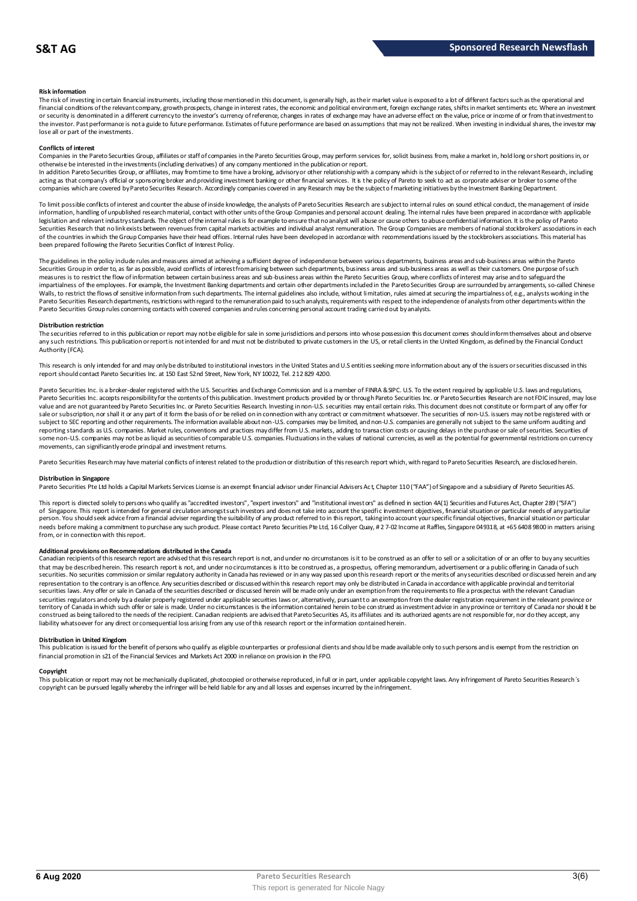#### Risk information

The risk of investing in certain financial instruments, including those mentioned in this document, is generally high, as their market value is exposed to a lot of different factors such as the operational and financial conditions of the relevant company, growth prospects, change in interest rates, the economic and political environment, foreign exchange rates, shifts in market sentiments etc. Where an investment or security is denominated in a different currency to the investor's currency of reference, changes in rates of exchange may have an adverse effect on the value, price or income of or from that investment to the investor. Past performance is not a guide to future performance. Estimates of future performance are based on assumptions that may not be realized. When investing in individual shares, the investor may lose all or part of the investments.

#### Conflicts of interest

Companies in the Pareto Securities Group, affiliates or staff of companies in the Pareto Securities Group, may perform services for, solicit business from, make a market in, hold long or short positions in, or otherwise be interested in the investments (including derivatives) of any company mentioned in the publication or report.

In addition Pareto Securities Group, or affiliates, may from time to time have a broking, advisory or other relationship with a company which is the subject of or referred to in the relevant Research, including acting as that company's official or sponsoring broker and providing investment banking or other financial services. It is the policy of Pareto to seek to act as corporate adviser or broker to some of the companies which are covered by Pareto Securities Research. Accordingly companies covered in any Research may be the subject of marketing initiatives by the Investment Banking Department.

To limit possible conflicts of interest and counter the abuse of inside knowledge, the analysts of Pareto Securities Research are subject to internal rules on sound ethical conduct, the management of inside information, handling of unpublished research material, contact with other units of the Group Companies and personal account dealing. The internal rules have been prepared in accordance with applicable legislation and relevant industry standards. The object of the internal rules is for example to ensure that no analyst will abuse or cause others to abuse confidential information. It is the policy of Pareto Securities Research that no link exists between revenues from capital markets activities and individual analyst remuneration. The Group Companies are members of national stockbrokers' associations in each of the countries in which the Group Companies have their head offices. Internal rules have been developed in accordance with recommendations issued by the stockbrokers associations. This material has been prepared following the Pareto Securities Conflict of Interest Policy.

The guidelines in the policy include rules and measures aimed at achieving a sufficient degree of independence between various departments, business areas and sub-business areas within the Pareto Securities Group in order to, as far as possible, avoid conflicts of interest from arising between such departments, business areas and sub-business areas as well as their customers. One purpose of such measures is to restrict the flow of information between certain business areas and sub-business areas within the Pareto Securities Group, where conflicts of interest may arise and to safeguard the impartialness of the employees. For example, the Investment Banking departments and certain other departments included in the Pareto Securities Group are surrounded by arrangements, so-called Chinese Walls, to restrict the flows of sensitive information from such departments. The internal guidelines also include, without limitation, rules aimed at securing the impartialness of, e.g., analysts working in the Pareto Securities Research departments, restrictions with regard to the remuneration paid to such analysts, requirements with respect to the independence of analysts from other departments within the Pareto Securities Group rules concerning contacts with covered companies and rules concerning personal account trading carried out by analysts.

#### Distribution restriction

The securities referred to in this publication or report may not be eligible for sale in some jurisdictions and persons into whose possession this document comes should inform themselves about and observe any such restrictions. This publication or report is not intended for and must not be distributed to private customers in the US, or retail clients in the United Kingdom, as defined by the Financial Conduct Authority (FCA).

This research is only intended for and may only be distributed to institutional investors in the United States and U.S entities seeking more information about any of the issuers or securities discussed in this report should contact Pareto Securities Inc. at 150 East 52nd Street, New York, NY 10022, Tel. 212 829 4200.

Pareto Securities Inc. is a broker-dealer registered with the U.S. Securities and Exchange Commission and is a member of FINRA & SIPC. U.S. To the extent required by applicable U.S. laws and regulations, Pareto Securities Inc. accepts responsibility for the contents of this publication. Investment products provided by or through Pareto Securities Inc. or Pareto Securities Research are not FDIC insured, may lose value and are not guaranteed by Pareto Securities Inc. or Pareto Securities Research. Investing in non-U.S. securities may entail certain risks. This document does not constitute or form part of any offer for sale or subscription, nor shall it or any part of it form the basis of or be relied on in connection with any contract or commitment whatsoever. The securities of non-U.S. issuers may not be registered with or subject to SEC reporting and other requirements. The information available about non-U.S. companies may be limited, and non-U.S. companies are generally not subject to the same uniform auditing and reporting standards as U.S. companies. Market rules, conventions and practices may differ from U.S. markets, adding to transaction costs or causing delays in the purchase or sale of securities. Securities of some non-U.S. companies may not be as liquid as securities of comparable U.S. companies. Fluctuations in the values of national currencies, as well as the potential for governmental restrictions on currency movements, can significantly erode principal and investment returns.

Pareto Securities Research may have material conflicts of interest related to the production or distribution of this research report which, with regard to Pareto Securities Research, are disclosed herein.

#### Distribution in Singapore

Pareto Securities Pte Ltd holds a Capital Markets Services License is an exempt financial advisor under Financial Advisers Act, Chapter 110 ("FAA") of Singapore and a subsidiary of Pareto Securities AS.

This report is directed solely to persons who qualify as "accredited investors", "expert investors" and "institutional investors" as defined in section 4A(1) Securities and Futures Act, Chapter 289 ("SFA") of Singapore. This report is intended for general circulation amongst such investors and does not take into account the specific investment objectives, financial situation or particular needs of any particular person. You should seek advice from a financial adviser regarding the suitability of any product referred to in this report, taking into account your specific financial objectives, financial situation or particular needs before making a commitment to purchase any such product. Please contact Pareto Securities Pte Ltd, 16 Collyer Quay, # 2 7-02 Income at Raffles, Singapore 049318, at +65 6408 9800 in matters arising from, or in connection with this report.

#### Additional provisions on Recommendations distributed in the Canada

Canadian recipients of this research report are advised that this research report is not, and under no circumstances is it to be construed as an offer to sell or a solicitation of or an offer to buy any securities that may be described herein. This research report is not, and under no circumstances is it to be construed as, a prospectus, offering memorandum, advertisement or a public offering in Canada of such securities. No securities commission or similar regulatory authority in Canada has reviewed or in any way passed upon this research report or the merits of any securities described or discussed herein and any representation to the contrary is an offence. Any securities described or discussed within this research report may only be distributed in Canada in accordance with applicable provincial and territorial securities laws. Any offer or sale in Canada of the securities described or discussed herein will be made only under an exemption from the requirements to file a prospectus with the relevant Canadian securities regulators and only by a dealer properly registered under applicable securities laws or, alternatively, pursuant to an exemption from the dealer registration requirement in the relevant province or territory of Canada in which such offer or sale is made. Under no circumstances is the information contained herein to be construed as investment advice in any province or territory of Canada nor should it be construed as being tailored to the needs of the recipient. Canadian recipients are advised that Pareto Securities AS, its affiliates and its authorized agents are not responsible for, nor do they accept, any liability whatsoever for any direct or consequential loss arising from any use of this research report or the information contained herein.

#### Distribution in United Kingdom

This publication is issued for the benefit of persons who qualify as eligible counterparties or professional clients and should be made available only to such persons and is exempt from the restriction on financial promotion in s21 of the Financial Services and Markets Act 2000 in reliance on provision in the FPO.

#### Copyright

This publication or report may not be mechanically duplicated, photocopied or otherwise reproduced, in full or in part, under applicable copyright laws. Any infringement of Pareto Securities Research´s copyright can be pursued legally whereby the infringer will be held liable for any and all losses and expenses incurred by the infringement.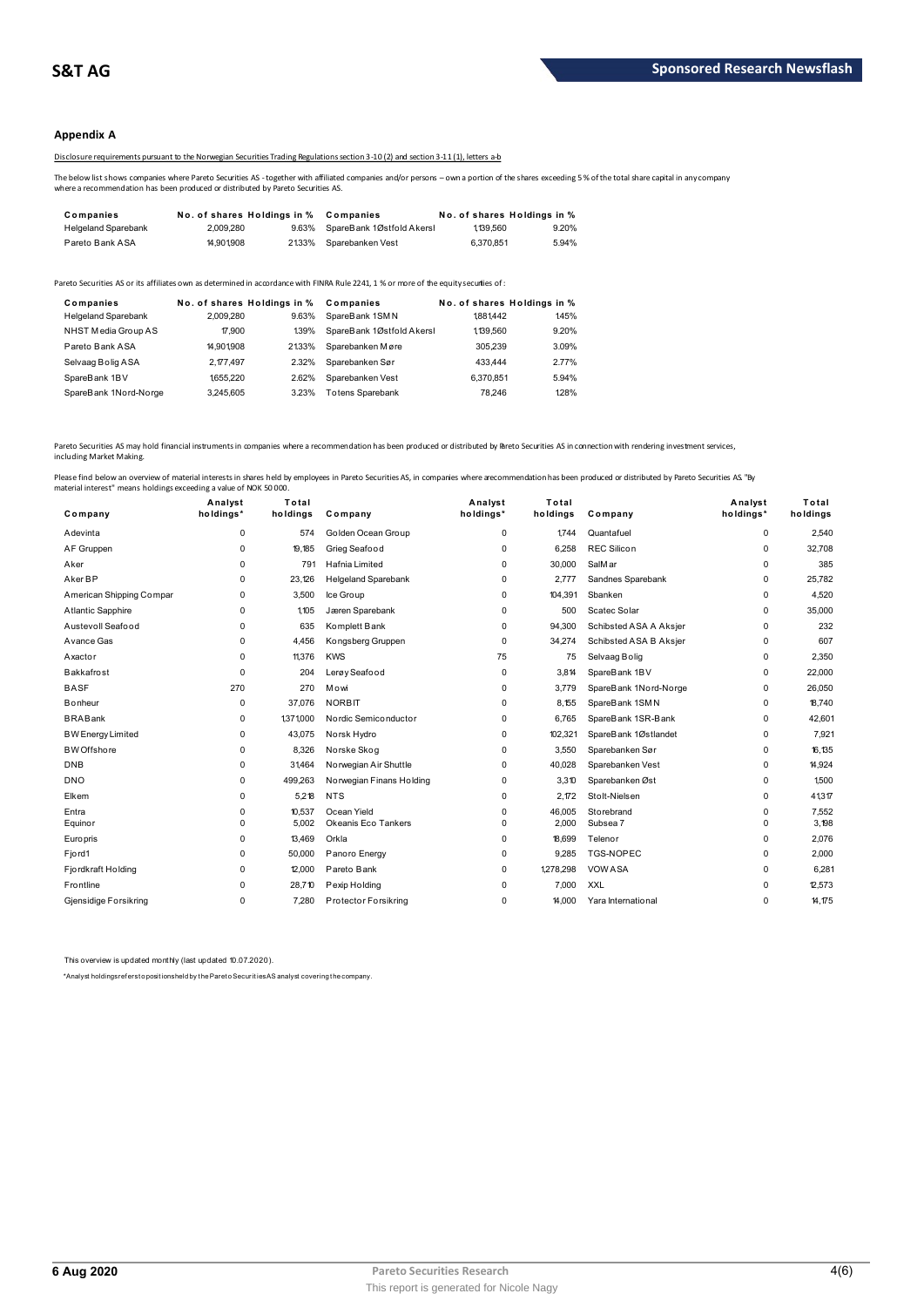## Appendix A

Disclosure requirements pursuant to the Norwegian Securities Trading Regulations section 3-10 (2) and section 3-11 (1), letters a-b

The below list shows companies where Pareto Securities AS - together with affiliated companies and/or persons – own a portion of the shares exceeding 5 % of the total share capital in any company where a recommendation has been produced or distributed by Pareto Securities AS.

| Companies | No. of shares | Holdings in % | Companies | No. of shares | Holdings in % |
|---|---|---|---|---|---|
| Helgeland Sparebank | 2,009,280 | 9.63% | SpareBank 1 Østfold Akersl | 1,139,560 | 9.20% |
| Pareto Bank ASA | 14,901,908 | 21.33% | Sparebanken Vest | 6,370,851 | 5.94% |

Pareto Securities AS or its affiliates own as determined in accordance with FINRA Rule 2241, 1 % or more of the equity securities of :

| Companies | No. of shares | Holdings in % | Companies | No. of shares | Holdings in % |
|---|---|---|---|---|---|
| Helgeland Sparebank | 2,009,280 | 9.63% | SpareBank 1 SMN | 1,881,442 | 1.45% |
| NHST Media Group AS | 17,900 | 1.39% | SpareBank 1 Østfold Akersl | 1,139,560 | 9.20% |
| Pareto Bank ASA | 14,901,908 | 21.33% | Sparebanken Møre | 305,239 | 3.09% |
| Selvaag Bolig ASA | 2,177,497 | 2.32% | Sparebanken Sør | 433,444 | 2.77% |
| SpareBank 1 BV | 1,655,220 | 2.62% | Sparebanken Vest | 6,370,851 | 5.94% |
| SpareBank 1 Nord-Norge | 3,245,605 | 3.23% | Totens Sparebank | 78,246 | 1.28% |

Pareto Securities AS may hold financial instruments in companies where a recommendation has been produced or distributed by Pareto Securities AS in connection with rendering investment services, including Market Making.

Please find below an overview of material interests in shares held by employees in Pareto Securities AS, in companies where a recommendation has been produced or distributed by Pareto Securities AS. "By material interest" means holdings exceeding a value of NOK 50 000.

| Company | Analyst holdings* | Total holdings | Company | Analyst holdings* | Total holdings | Company | Analyst holdings* | Total holdings |
|---|---|---|---|---|---|---|---|---|
| Adevinta | 0 | 574 | Golden Ocean Group | 0 | 1,744 | Quantafuel | 0 | 2,540 |
| AF Gruppen | 0 | 19,185 | Grieg Seafood | 0 | 6,258 | REC Silicon | 0 | 32,708 |
| Aker | 0 | 791 | Hafnia Limited | 0 | 30,000 | SalMar | 0 | 385 |
| Aker BP | 0 | 23,126 | Helgeland Sparebank | 0 | 2,777 | Sandnes Sparebank | 0 | 25,782 |
| American Shipping Compar | 0 | 3,500 | Ice Group | 0 | 104,391 | Sbanken | 0 | 4,520 |
| Atlantic Sapphire | 0 | 1,105 | Jæren Sparebank | 0 | 500 | Scatec Solar | 0 | 35,000 |
| Austevoll Seafood | 0 | 635 | Komplett Bank | 0 | 94,300 | Schibsted ASA A Aksjer | 0 | 232 |
| Avance Gas | 0 | 4,456 | Kongsberg Gruppen | 0 | 34,274 | Schibsted ASA B Aksjer | 0 | 607 |
| Axactor | 0 | 11,376 | KWS | 75 | 75 | Selvaag Bolig | 0 | 2,350 |
| Bakkafrost | 0 | 204 | Lerøy Seafood | 0 | 3,814 | SpareBank 1 BV | 0 | 22,000 |
| BASF | 270 | 270 | Mowi | 0 | 3,779 | SpareBank 1 Nord-Norge | 0 | 26,050 |
| Bonheur | 0 | 37,076 | NORBIT | 0 | 8,155 | SpareBank 1 SMN | 0 | 18,740 |
| BRABank | 0 | 1,371,000 | Nordic Semiconductor | 0 | 6,765 | SpareBank 1 SR-Bank | 0 | 42,601 |
| BW Energy Limited | 0 | 43,075 | Norsk Hydro | 0 | 102,321 | SpareBank 1 Østlandet | 0 | 7,921 |
| BW Offshore | 0 | 8,326 | Norske Skog | 0 | 3,550 | Sparebanken Sør | 0 | 16,135 |
| DNB | 0 | 31,464 | Norwegian Air Shuttle | 0 | 40,028 | Sparebanken Vest | 0 | 14,924 |
| DNO | 0 | 499,263 | Norwegian Finans Holding | 0 | 3,310 | Sparebanken Øst | 0 | 1,500 |
| Elkem | 0 | 5,218 | NTS | 0 | 2,172 | Stolt-Nielsen | 0 | 41,317 |
| Entra | 0 | 10,537 | Ocean Yield | 0 | 46,005 | Storebrand | 0 | 7,552 |
| Equinor | 0 | 5,002 | Okeanis Eco Tankers | 0 | 2,000 | Subsea 7 | 0 | 3,198 |
| Europris | 0 | 13,469 | Orkla | 0 | 18,699 | Telenor | 0 | 2,076 |
| Fjord1 | 0 | 50,000 | Panoro Energy | 0 | 9,285 | TGS-NOPEC | 0 | 2,000 |
| Fjordkraft Holding | 0 | 12,000 | Pareto Bank | 0 | 1,278,298 | VOW ASA | 0 | 6,281 |
| Frontline | 0 | 28,710 | Pexip Holding | 0 | 7,000 | XXL | 0 | 12,573 |
| Gjensidige Forsikring | 0 | 7,280 | Protector Forsikring | 0 | 14,000 | Yara International | 0 | 14,175 |

This overview is updated monthly (last updated 10.07.2020).

*Analyst holdings refers to positions held by the Pareto Securities AS analyst covering the company.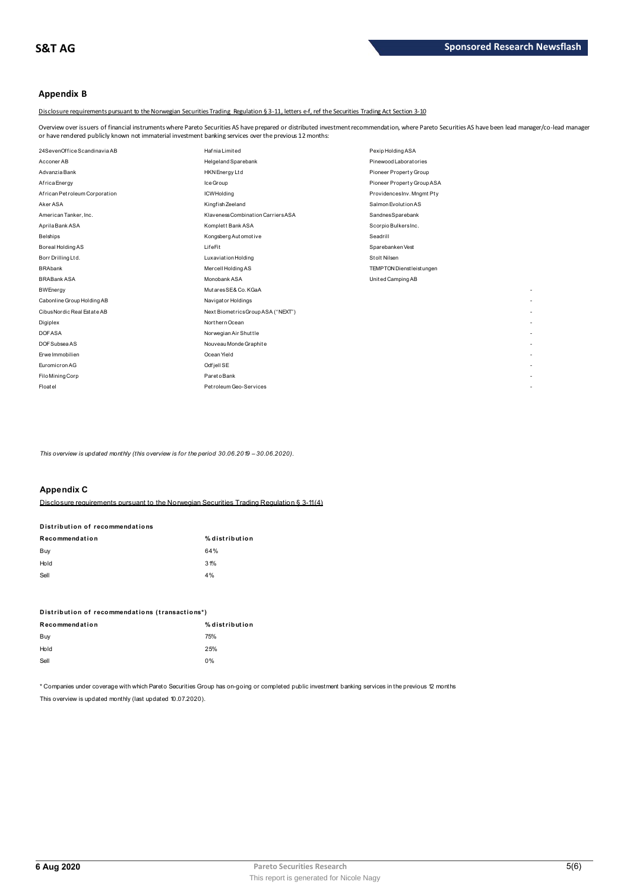## Appendix B

Disclosure requirements pursuant to the Norwegian Securities Trading Regulation § 3-11, letters e-f, ref the Securities Trading Act Section 3-10

Overview over issuers of financial instruments where Pareto Securities AS have prepared or distributed investment recommendation, where Pareto Securities AS have been lead manager/co-lead manager or have rendered publicly known not immaterial investment banking services over the previous 12 months:

| | | | |
|---|---|---|---|
| 24SevenOffice Scandinavia AB | Hafnia Limited | Pexip Holding ASA | |
| Acconer AB | Helgeland Sparebank | Pinewood Laboratories | |
| Advanzia Bank | HKN Energy Ltd | Pioneer Property Group | |
| Africa Energy | Ice Group | Pioneer Property Group ASA | |
| African Petroleum Corporation | ICW Holding | Providences Inv. Mngmt Pty | |
| Aker ASA | Kingfish Zeeland | Salmon Evolution AS | |
| American Tanker, Inc. | Klaveness Combination Carriers ASA | Sandnes Sparebank | |
| Aprila Bank ASA | Komplett Bank ASA | Scorpio Bulkers Inc. | |
| Belships | Kongsberg Automotive | Seadrill | |
| Boreal Holding AS | LifeFit | Sparebanken Vest | |
| Borr Drilling Ltd. | Luxaviation Holding | Stolt Nilsen | |
| BRAbank | Mercell Holding AS | TEMPTON Dienstleistungen | |
| BRABank ASA | Monobank ASA | United Camping AB | |
| BW Energy | Mutares SE & Co. KGaA | | - |
| Cabonline Group Holding AB | Navigator Holdings | | - |
| Cibus Nordic Real Estate AB | Next Biometrics Group ASA ("NEXT") | | - |
| Digiplex | Northern Ocean | | - |
| DOF ASA | Norwegian Air Shuttle | | - |
| DOF Subsea AS | Nouveau Monde Graphite | | - |
| Erwe Immobilien | Ocean Yield | | - |
| Euromicron AG | Odfjell SE | | - |
| Filo Mining Corp | Pareto Bank | | - |
| Floatel | Petroleum Geo-Services | | - |

*This overview is updated monthly (this overview is for the period 30.06.2019 – 30.06.2020).*

## Appendix C

Disclosure requirements pursuant to the Norwegian Securities Trading Regulation § 3-11(4)

**Distribution of recommendations**

| Recommendation | % distribution |
|---|---|
| Buy | 64% |
| Hold | 31% |
| Sell | 4% |

**Distribution of recommendations (transactions*)**

| Recommendation | % distribution |
|---|---|
| Buy | 75% |
| Hold | 25% |
| Sell | 0% |

* Companies under coverage with which Pareto Securities Group has on-going or completed public investment banking services in the previous 12 months

This overview is updated monthly (last updated 10.07.2020).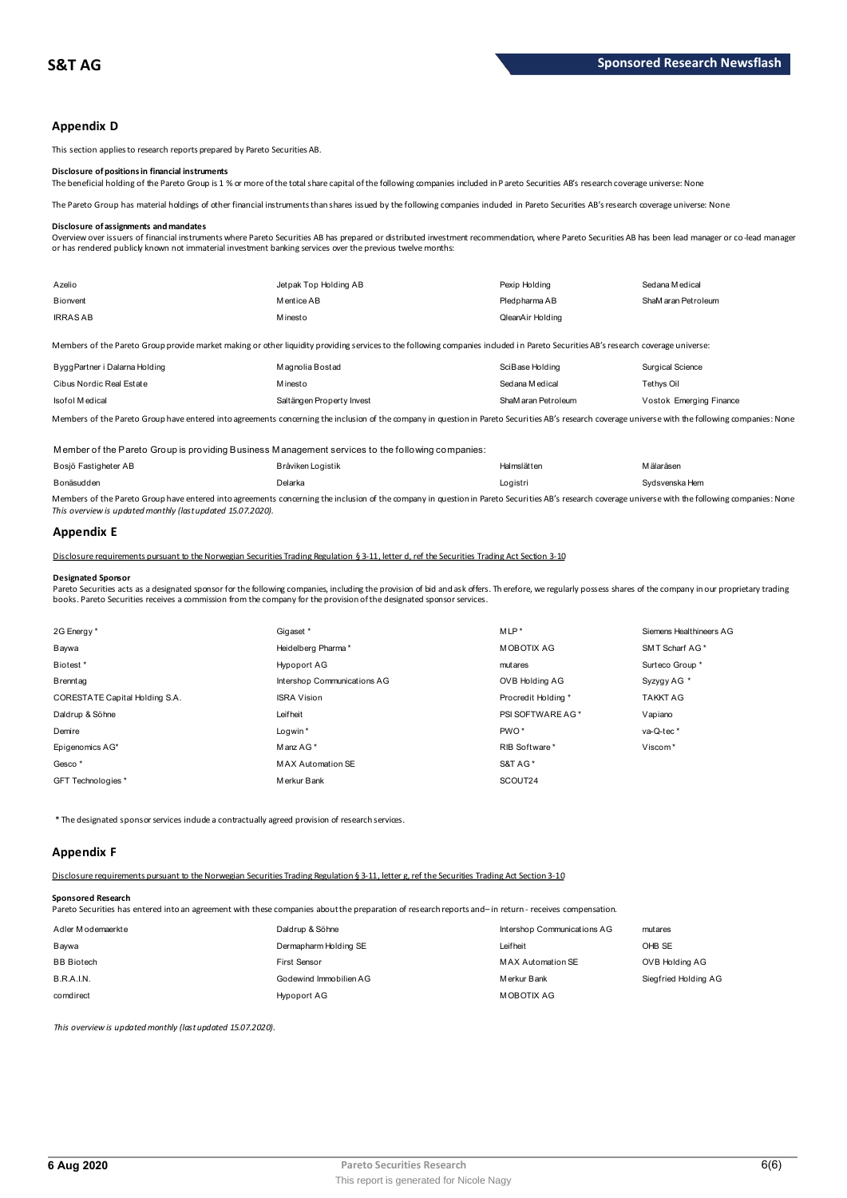## Appendix D

This section applies to research reports prepared by Pareto Securities AB.

**Disclosure of positions in financial instruments**

The beneficial holding of the Pareto Group is 1 % or more of the total share capital of the following companies included in Pareto Securities AB's research coverage universe: None

The Pareto Group has material holdings of other financial instruments than shares issued by the following companies included in Pareto Securities AB's research coverage universe: None

**Disclosure of assignments and mandates**

Overview over issuers of financial instruments where Pareto Securities AB has prepared or distributed investment recommendation, where Pareto Securities AB has been lead manager or co-lead manager or has rendered publicly known not immaterial investment banking services over the previous twelve months:

| | | | |
|---|---|---|---|
| Azelio | Jetpak Top Holding AB | Pexip Holding | Sedana Medical |
| Bionvent | Mentice AB | Pledpharma AB | ShaMaran Petroleum |
| IRRAS AB | Minesto | QleanAir Holding | |

Members of the Pareto Group provide market making or other liquidity providing services to the following companies included in Pareto Securities AB's research coverage universe:

| | | | |
|---|---|---|---|
| ByggPartner i Dalarna Holding | Magnolia Bostad | SciBase Holding | Surgical Science |
| Cibus Nordic Real Estate | Minesto | Sedana Medical | Tethys Oil |
| Isofol Medical | Saltängen Property Invest | ShaMaran Petroleum | Vostok Emerging Finance |

Members of the Pareto Group have entered into agreements concerning the inclusion of the company in question in Pareto Securities AB's research coverage universe with the following companies: None

Member of the Pareto Group is providing Business Management services to the following companies:

| | | | |
|---|---|---|---|
| Bosjö Fastigheter AB | Bråviken Logistik | Halmslätten | Mälaråsen |
| Bonäsudden | Delarka | Logistri | Sydsvenska Hem |

Members of the Pareto Group have entered into agreements concerning the inclusion of the company in question in Pareto Securities AB's research coverage universe with the following companies: None

*This overview is updated monthly (last updated 15.07.2020).*

## Appendix E

Disclosure requirements pursuant to the Norwegian Securities Trading Regulation § 3-11, letter d, ref the Securities Trading Act Section 3-10

**Designated Sponsor**

Pareto Securities acts as a designated sponsor for the following companies, including the provision of bid and ask offers. Therefore, we regularly possess shares of the company in our proprietary trading books. Pareto Securities receives a commission from the company for the provision of the designated sponsor services.

| | | | |
|---|---|---|---|
| 2G Energy * | Gigaset * | MLP * | Siemens Healthineers AG |
| Baywa | Heidelberg Pharma * | MOBOTIX AG | SMT Scharf AG * |
| Biotest * | Hypoport AG | mutares | Surteco Group * |
| Brenntag | Intershop Communications AG | OVB Holding AG | Syzygy AG * |
| CORESTATE Capital Holding S.A. | ISRA Vision | Procredit Holding * | TAKKT AG |
| Daldrup & Söhne | Leifheit | PSI SOFTWARE AG * | Vapiano |
| Demire | Logwin * | PWO * | va-Q-tec * |
| Epigenomics AG* | Manz AG * | RIB Software * | Viscom * |
| Gesco * | MAX Automation SE | S&T AG * | |
| GFT Technologies * | Merkur Bank | SCOUT24 | |

\* The designated sponsor services include a contractually agreed provision of research services.

## Appendix F

Disclosure requirements pursuant to the Norwegian Securities Trading Regulation § 3-11, letter g, ref the Securities Trading Act Section 3-10

**Sponsored Research**

Pareto Securities has entered into an agreement with these companies about the preparation of research reports and – in return - receives compensation.

| | | | |
|---|---|---|---|
| Adler Modemaerkte | Daldrup & Söhne | Intershop Communications AG | mutares |
| Baywa | Dermapharm Holding SE | Leifheit | OHB SE |
| BB Biotech | First Sensor | MAX Automation SE | OVB Holding AG |
| B.R.A.I.N. | Godewind Immobilien AG | Merkur Bank | Siegfried Holding AG |
| comdirect | Hypoport AG | MOBOTIX AG | |

*This overview is updated monthly (last updated 15.07.2020).*